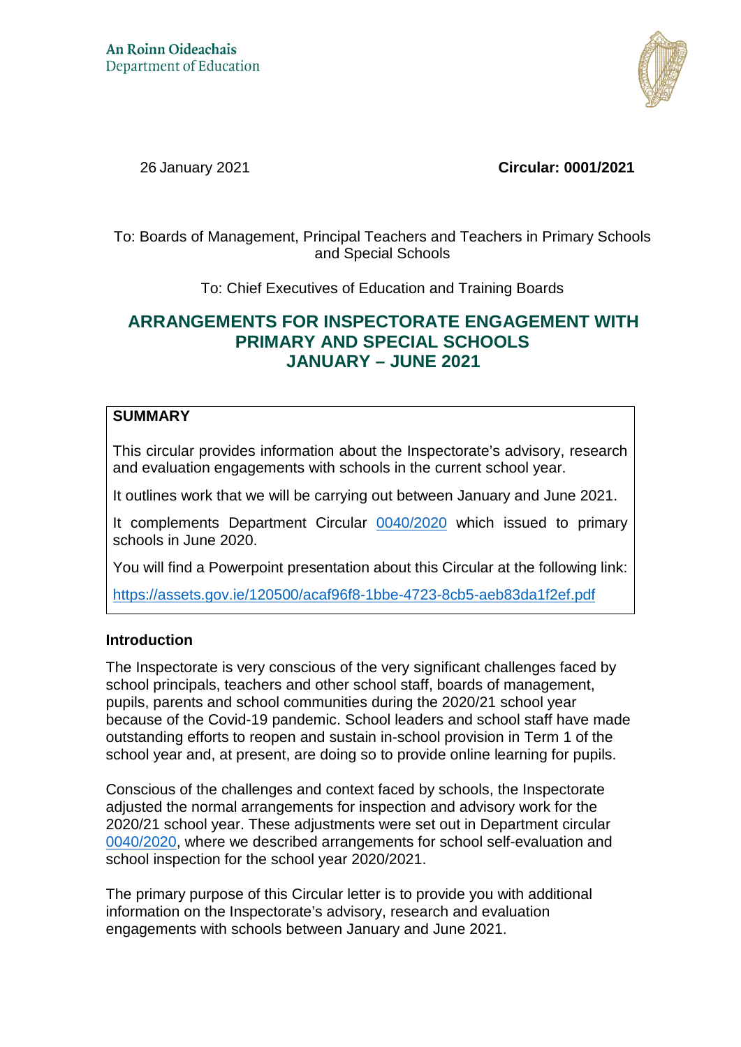An Roinn Oideachais
Department of Education

26 January 2021

**Circular: 0001/2021**

To: Boards of Management, Principal Teachers and Teachers in Primary Schools and Special Schools

To: Chief Executives of Education and Training Boards

# ARRANGEMENTS FOR INSPECTORATE ENGAGEMENT WITH PRIMARY AND SPECIAL SCHOOLS JANUARY – JUNE 2021

**SUMMARY**

This circular provides information about the Inspectorate's advisory, research and evaluation engagements with schools in the current school year.

It outlines work that we will be carrying out between January and June 2021.

It complements Department Circular 0040/2020 which issued to primary schools in June 2020.

You will find a Powerpoint presentation about this Circular at the following link:

https://assets.gov.ie/120500/acaf96f8-1bbe-4723-8cb5-aeb83da1f2ef.pdf

## Introduction

The Inspectorate is very conscious of the very significant challenges faced by school principals, teachers and other school staff, boards of management, pupils, parents and school communities during the 2020/21 school year because of the Covid-19 pandemic. School leaders and school staff have made outstanding efforts to reopen and sustain in-school provision in Term 1 of the school year and, at present, are doing so to provide online learning for pupils.

Conscious of the challenges and context faced by schools, the Inspectorate adjusted the normal arrangements for inspection and advisory work for the 2020/21 school year. These adjustments were set out in Department circular 0040/2020, where we described arrangements for school self-evaluation and school inspection for the school year 2020/2021.

The primary purpose of this Circular letter is to provide you with additional information on the Inspectorate's advisory, research and evaluation engagements with schools between January and June 2021.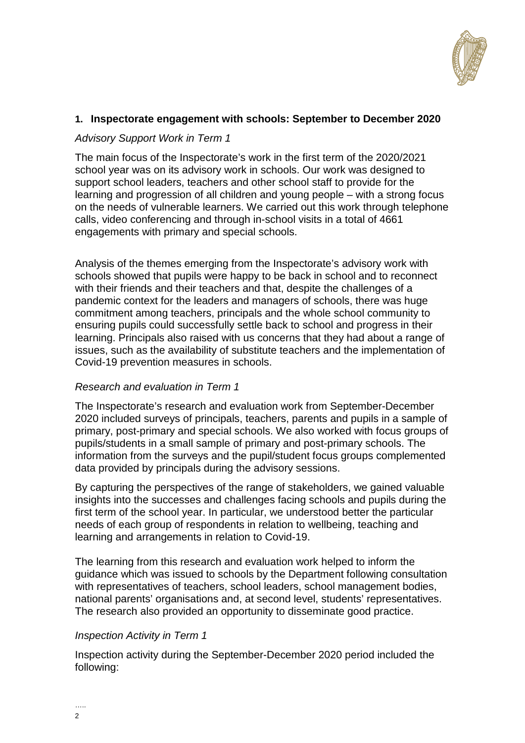## 1. Inspectorate engagement with schools: September to December 2020

### *Advisory Support Work in Term 1*

The main focus of the Inspectorate's work in the first term of the 2020/2021 school year was on its advisory work in schools. Our work was designed to support school leaders, teachers and other school staff to provide for the learning and progression of all children and young people – with a strong focus on the needs of vulnerable learners. We carried out this work through telephone calls, video conferencing and through in-school visits in a total of 4661 engagements with primary and special schools.

Analysis of the themes emerging from the Inspectorate's advisory work with schools showed that pupils were happy to be back in school and to reconnect with their friends and their teachers and that, despite the challenges of a pandemic context for the leaders and managers of schools, there was huge commitment among teachers, principals and the whole school community to ensuring pupils could successfully settle back to school and progress in their learning. Principals also raised with us concerns that they had about a range of issues, such as the availability of substitute teachers and the implementation of Covid-19 prevention measures in schools.

### *Research and evaluation in Term 1*

The Inspectorate's research and evaluation work from September-December 2020 included surveys of principals, teachers, parents and pupils in a sample of primary, post-primary and special schools. We also worked with focus groups of pupils/students in a small sample of primary and post-primary schools. The information from the surveys and the pupil/student focus groups complemented data provided by principals during the advisory sessions.

By capturing the perspectives of the range of stakeholders, we gained valuable insights into the successes and challenges facing schools and pupils during the first term of the school year. In particular, we understood better the particular needs of each group of respondents in relation to wellbeing, teaching and learning and arrangements in relation to Covid-19.

The learning from this research and evaluation work helped to inform the guidance which was issued to schools by the Department following consultation with representatives of teachers, school leaders, school management bodies, national parents' organisations and, at second level, students' representatives. The research also provided an opportunity to disseminate good practice.

### *Inspection Activity in Term 1*

Inspection activity during the September-December 2020 period included the following: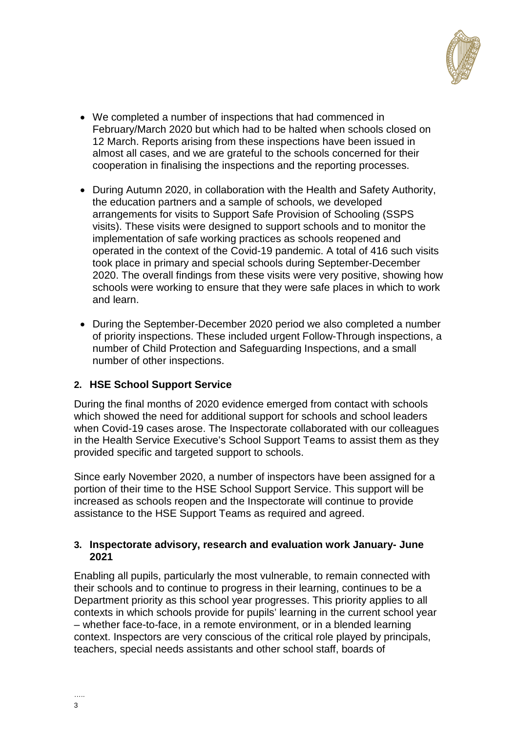- We completed a number of inspections that had commenced in February/March 2020 but which had to be halted when schools closed on 12 March. Reports arising from these inspections have been issued in almost all cases, and we are grateful to the schools concerned for their cooperation in finalising the inspections and the reporting processes.

- During Autumn 2020, in collaboration with the Health and Safety Authority, the education partners and a sample of schools, we developed arrangements for visits to Support Safe Provision of Schooling (SSPS visits). These visits were designed to support schools and to monitor the implementation of safe working practices as schools reopened and operated in the context of the Covid-19 pandemic. A total of 416 such visits took place in primary and special schools during September-December 2020. The overall findings from these visits were very positive, showing how schools were working to ensure that they were safe places in which to work and learn.

- During the September-December 2020 period we also completed a number of priority inspections. These included urgent Follow-Through inspections, a number of Child Protection and Safeguarding Inspections, and a small number of other inspections.

## 2. HSE School Support Service

During the final months of 2020 evidence emerged from contact with schools which showed the need for additional support for schools and school leaders when Covid-19 cases arose. The Inspectorate collaborated with our colleagues in the Health Service Executive's School Support Teams to assist them as they provided specific and targeted support to schools.

Since early November 2020, a number of inspectors have been assigned for a portion of their time to the HSE School Support Service. This support will be increased as schools reopen and the Inspectorate will continue to provide assistance to the HSE Support Teams as required and agreed.

## 3. Inspectorate advisory, research and evaluation work January- June 2021

Enabling all pupils, particularly the most vulnerable, to remain connected with their schools and to continue to progress in their learning, continues to be a Department priority as this school year progresses. This priority applies to all contexts in which schools provide for pupils' learning in the current school year – whether face-to-face, in a remote environment, or in a blended learning context. Inspectors are very conscious of the critical role played by principals, teachers, special needs assistants and other school staff, boards of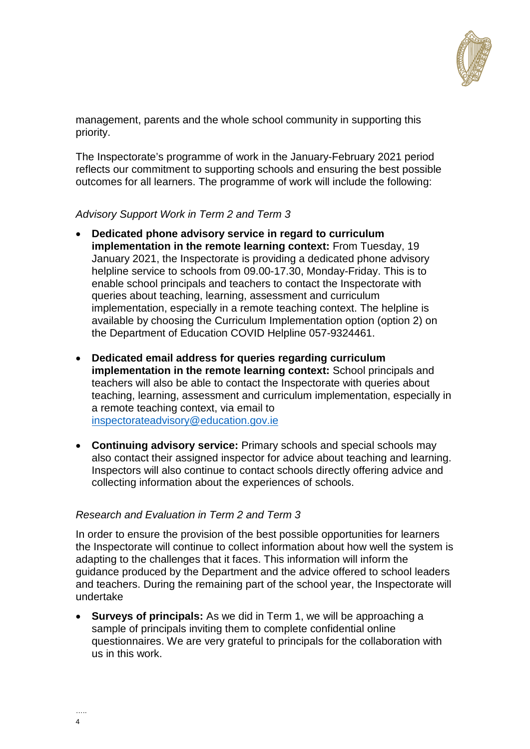management, parents and the whole school community in supporting this priority.

The Inspectorate's programme of work in the January-February 2021 period reflects our commitment to supporting schools and ensuring the best possible outcomes for all learners. The programme of work will include the following:

*Advisory Support Work in Term 2 and Term 3*

- **Dedicated phone advisory service in regard to curriculum implementation in the remote learning context:** From Tuesday, 19 January 2021, the Inspectorate is providing a dedicated phone advisory helpline service to schools from 09.00-17.30, Monday-Friday. This is to enable school principals and teachers to contact the Inspectorate with queries about teaching, learning, assessment and curriculum implementation, especially in a remote teaching context. The helpline is available by choosing the Curriculum Implementation option (option 2) on the Department of Education COVID Helpline 057-9324461.

- **Dedicated email address for queries regarding curriculum implementation in the remote learning context:** School principals and teachers will also be able to contact the Inspectorate with queries about teaching, learning, assessment and curriculum implementation, especially in a remote teaching context, via email to inspectorateadvisory@education.gov.ie

- **Continuing advisory service:** Primary schools and special schools may also contact their assigned inspector for advice about teaching and learning. Inspectors will also continue to contact schools directly offering advice and collecting information about the experiences of schools.

*Research and Evaluation in Term 2 and Term 3*

In order to ensure the provision of the best possible opportunities for learners the Inspectorate will continue to collect information about how well the system is adapting to the challenges that it faces. This information will inform the guidance produced by the Department and the advice offered to school leaders and teachers. During the remaining part of the school year, the Inspectorate will undertake

- **Surveys of principals:** As we did in Term 1, we will be approaching a sample of principals inviting them to complete confidential online questionnaires. We are very grateful to principals for the collaboration with us in this work.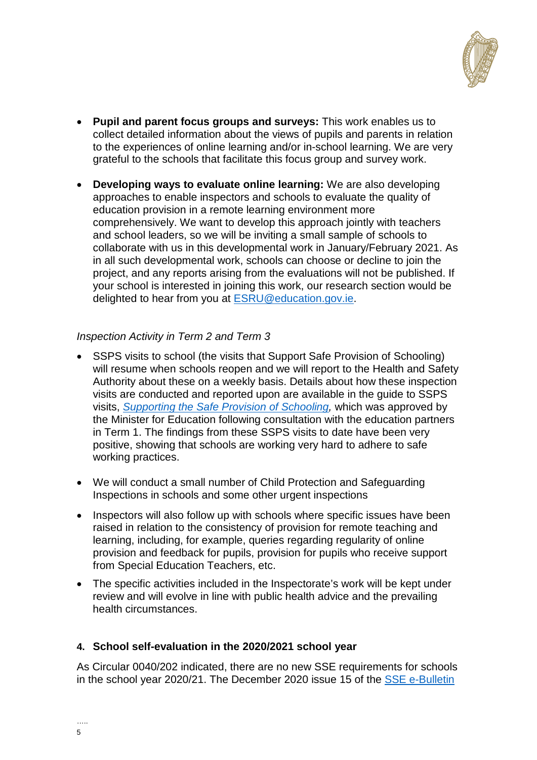- **Pupil and parent focus groups and surveys:** This work enables us to collect detailed information about the views of pupils and parents in relation to the experiences of online learning and/or in-school learning. We are very grateful to the schools that facilitate this focus group and survey work.

- **Developing ways to evaluate online learning:** We are also developing approaches to enable inspectors and schools to evaluate the quality of education provision in a remote learning environment more comprehensively. We want to develop this approach jointly with teachers and school leaders, so we will be inviting a small sample of schools to collaborate with us in this developmental work in January/February 2021. As in all such developmental work, schools can choose or decline to join the project, and any reports arising from the evaluations will not be published. If your school is interested in joining this work, our research section would be delighted to hear from you at [ESRU@education.gov.ie](mailto:ESRU@education.gov.ie).

*Inspection Activity in Term 2 and Term 3*

- SSPS visits to school (the visits that Support Safe Provision of Schooling) will resume when schools reopen and we will report to the Health and Safety Authority about these on a weekly basis. Details about how these inspection visits are conducted and reported upon are available in the guide to SSPS visits, *Supporting the Safe Provision of Schooling,* which was approved by the Minister for Education following consultation with the education partners in Term 1. The findings from these SSPS visits to date have been very positive, showing that schools are working very hard to adhere to safe working practices.

- We will conduct a small number of Child Protection and Safeguarding Inspections in schools and some other urgent inspections

- Inspectors will also follow up with schools where specific issues have been raised in relation to the consistency of provision for remote teaching and learning, including, for example, queries regarding regularity of online provision and feedback for pupils, provision for pupils who receive support from Special Education Teachers, etc.

- The specific activities included in the Inspectorate's work will be kept under review and will evolve in line with public health advice and the prevailing health circumstances.

## 4. School self-evaluation in the 2020/2021 school year

As Circular 0040/202 indicated, there are no new SSE requirements for schools in the school year 2020/21. The December 2020 issue 15 of the SSE e-Bulletin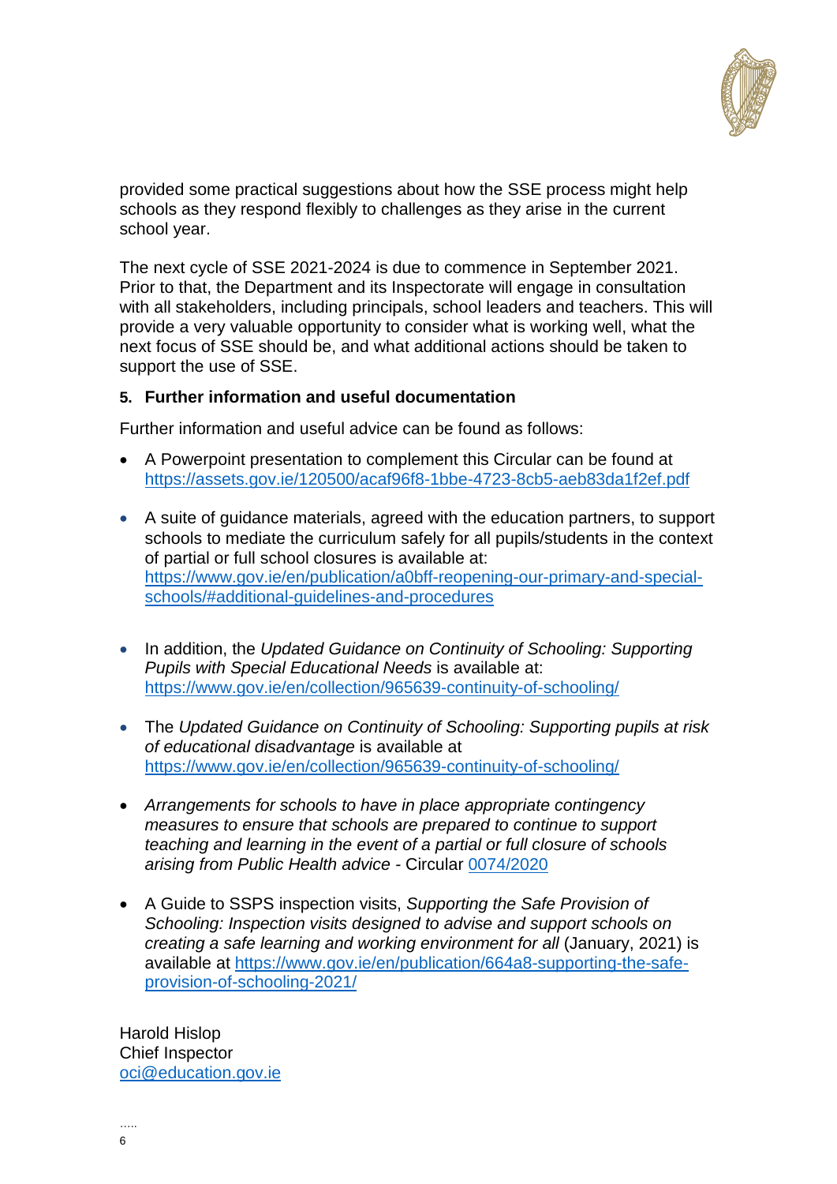provided some practical suggestions about how the SSE process might help schools as they respond flexibly to challenges as they arise in the current school year.

The next cycle of SSE 2021-2024 is due to commence in September 2021. Prior to that, the Department and its Inspectorate will engage in consultation with all stakeholders, including principals, school leaders and teachers. This will provide a very valuable opportunity to consider what is working well, what the next focus of SSE should be, and what additional actions should be taken to support the use of SSE.

## 5. Further information and useful documentation

Further information and useful advice can be found as follows:

- A Powerpoint presentation to complement this Circular can be found at https://assets.gov.ie/120500/acaf96f8-1bbe-4723-8cb5-aeb83da1f2ef.pdf
- A suite of guidance materials, agreed with the education partners, to support schools to mediate the curriculum safely for all pupils/students in the context of partial or full school closures is available at: https://www.gov.ie/en/publication/a0bff-reopening-our-primary-and-special-schools/#additional-guidelines-and-procedures
- In addition, the *Updated Guidance on Continuity of Schooling: Supporting Pupils with Special Educational Needs* is available at: https://www.gov.ie/en/collection/965639-continuity-of-schooling/
- The *Updated Guidance on Continuity of Schooling: Supporting pupils at risk of educational disadvantage* is available at https://www.gov.ie/en/collection/965639-continuity-of-schooling/
- *Arrangements for schools to have in place appropriate contingency measures to ensure that schools are prepared to continue to support teaching and learning in the event of a partial or full closure of schools arising from Public Health advice* - Circular 0074/2020
- A Guide to SSPS inspection visits, *Supporting the Safe Provision of Schooling: Inspection visits designed to advise and support schools on creating a safe learning and working environment for all* (January, 2021) is available at https://www.gov.ie/en/publication/664a8-supporting-the-safe-provision-of-schooling-2021/

Harold Hislop
Chief Inspector
oci@education.gov.ie